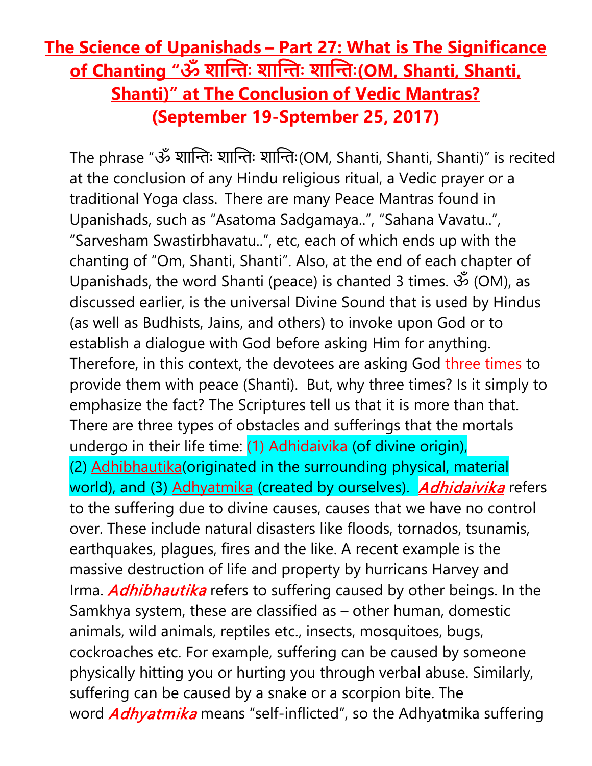# The Science of Upanishads – Part 27: What is The Significance of Chanting "ॐ शान्तिः शान्तिः शान्तिः(OM, Shanti, Shanti, Shanti)" at The Conclusion of Vedic Mantras? (September 19-Sptember 25, 2017)

The phrase "ॐ शान्तिः शान्तिः शान्तिः(OM, Shanti, Shanti, Shanti)" is recited at the conclusion of any Hindu religious ritual, a Vedic prayer or a traditional Yoga class. There are many Peace Mantras found in Upanishads, such as "Asatoma Sadgamaya..", "Sahana Vavatu..", "Sarvesham Swastirbhavatu..", etc, each of which ends up with the chanting of "Om, Shanti, Shanti". Also, at the end of each chapter of Upanishads, the word Shanti (peace) is chanted 3 times. ॐ (OM), as discussed earlier, is the universal Divine Sound that is used by Hindus (as well as Budhists, Jains, and others) to invoke upon God or to establish a dialogue with God before asking Him for anything. Therefore, in this context, the devotees are asking God three times to provide them with peace (Shanti). But, why three times? Is it simply to emphasize the fact? The Scriptures tell us that it is more than that. There are three types of obstacles and sufferings that the mortals undergo in their life time: (1) Adhidaivika (of divine origin), (2) Adhibhautika(originated in the surrounding physical, material world), and (3) Adhyatmika (created by ourselves). ***Adhidaivika*** refers to the suffering due to divine causes, causes that we have no control over. These include natural disasters like floods, tornados, tsunamis, earthquakes, plagues, fires and the like. A recent example is the massive destruction of life and property by hurricans Harvey and Irma. ***Adhibhautika*** refers to suffering caused by other beings. In the Samkhya system, these are classified as – other human, domestic animals, wild animals, reptiles etc., insects, mosquitoes, bugs, cockroaches etc. For example, suffering can be caused by someone physically hitting you or hurting you through verbal abuse. Similarly, suffering can be caused by a snake or a scorpion bite. The word ***Adhyatmika*** means "self-inflicted", so the Adhyatmika suffering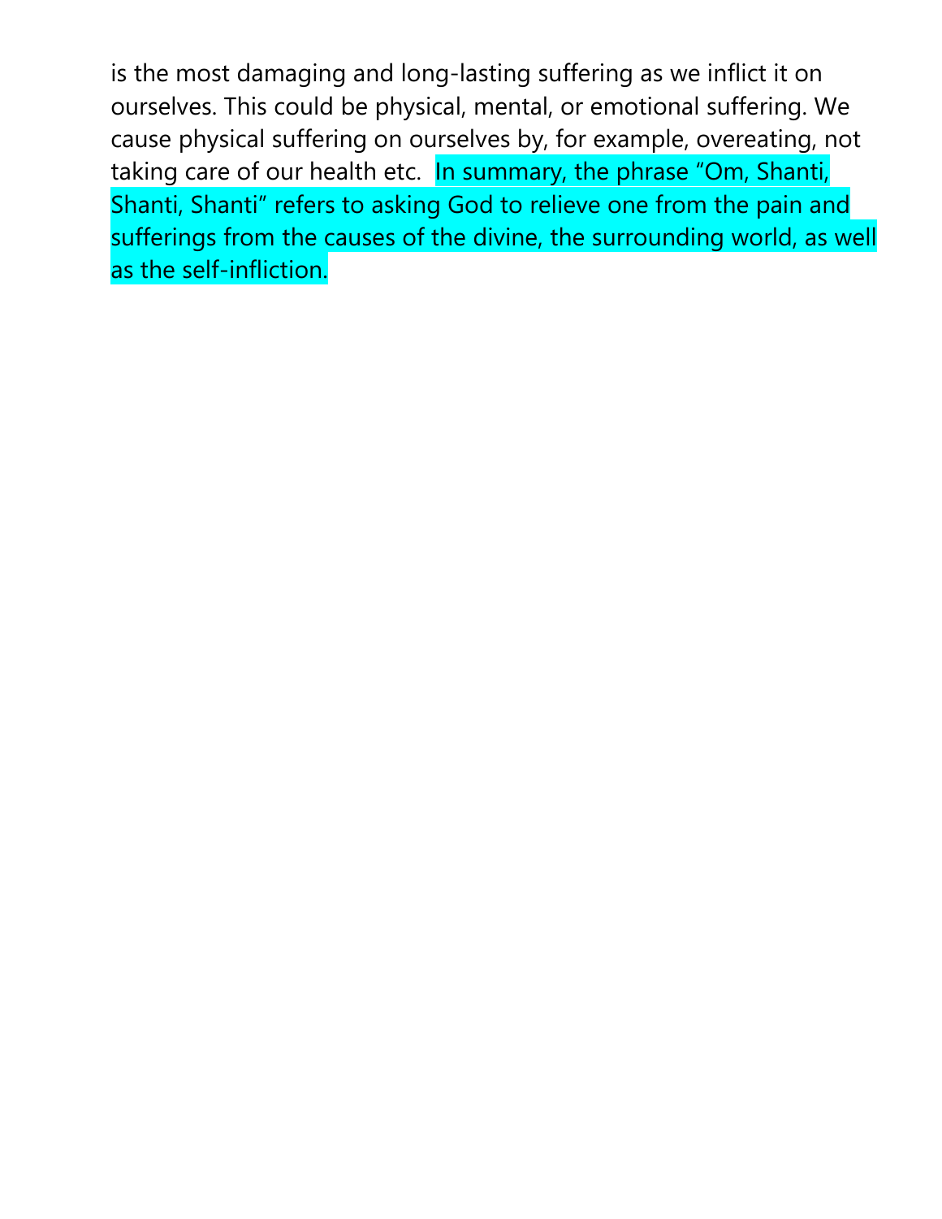is the most damaging and long-lasting suffering as we inflict it on ourselves. This could be physical, mental, or emotional suffering. We cause physical suffering on ourselves by, for example, overeating, not taking care of our health etc. In summary, the phrase "Om, Shanti, Shanti, Shanti" refers to asking God to relieve one from the pain and sufferings from the causes of the divine, the surrounding world, as well as the self-infliction.